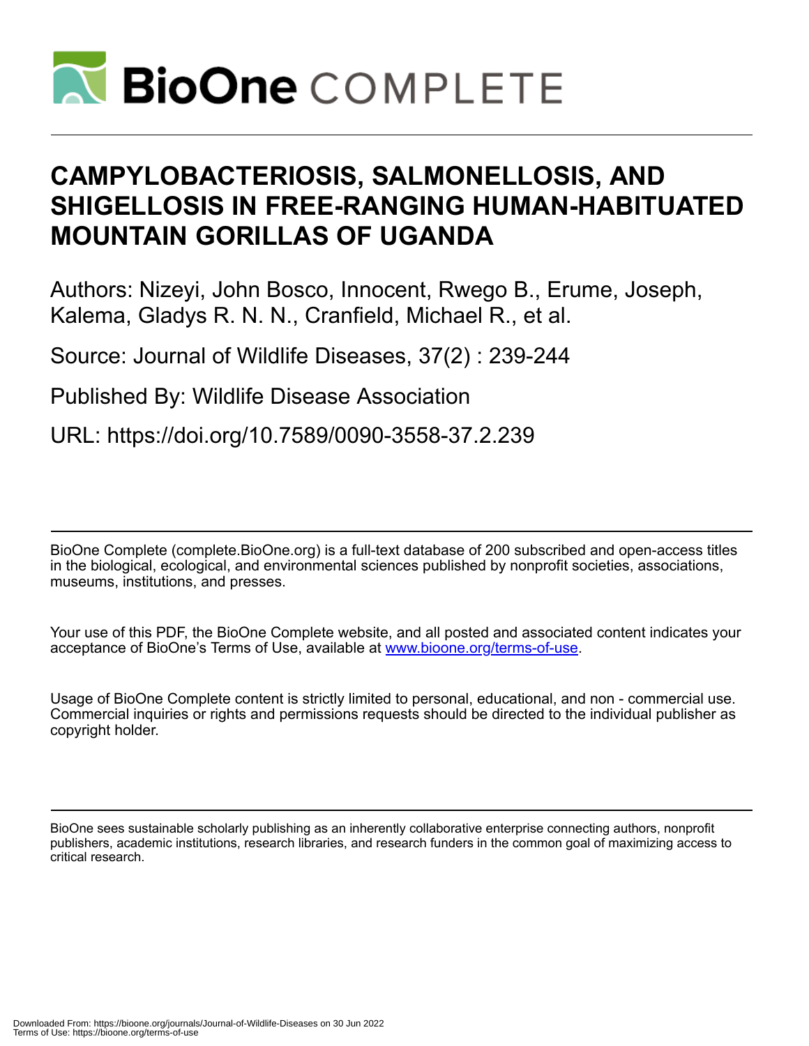# CAMPYLOBACTERIOSIS, SALMONELLOSIS, AND SHIGELLOSIS IN FREE-RANGING HUMAN-HABITUATED MOUNTAIN GORILLAS OF UGANDA

Authors: Nizeyi, John Bosco, Innocent, Rwego B., Erume, Joseph, Kalema, Gladys R. N. N., Cranfield, Michael R., et al.

Source: Journal of Wildlife Diseases, 37(2) : 239-244

Published By: Wildlife Disease Association

URL: https://doi.org/10.7589/0090-3558-37.2.239

BioOne Complete (complete.BioOne.org) is a full-text database of 200 subscribed and open-access titles in the biological, ecological, and environmental sciences published by nonprofit societies, associations, museums, institutions, and presses.

Your use of this PDF, the BioOne Complete website, and all posted and associated content indicates your acceptance of BioOne's Terms of Use, available at www.bioone.org/terms-of-use.

Usage of BioOne Complete content is strictly limited to personal, educational, and non - commercial use. Commercial inquiries or rights and permissions requests should be directed to the individual publisher as copyright holder.

BioOne sees sustainable scholarly publishing as an inherently collaborative enterprise connecting authors, nonprofit publishers, academic institutions, research libraries, and research funders in the common goal of maximizing access to critical research.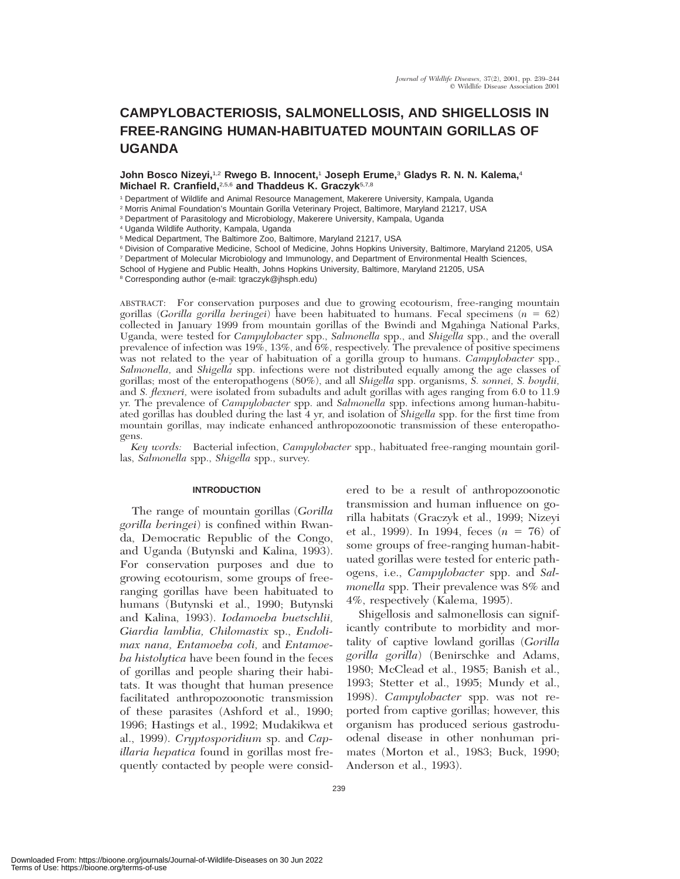# CAMPYLOBACTERIOSIS, SALMONELLOSIS, AND SHIGELLOSIS IN FREE-RANGING HUMAN-HABITUATED MOUNTAIN GORILLAS OF UGANDA

**John Bosco Nizeyi,**[1,2] **Rwego B. Innocent,**[1] **Joseph Erume,**[3] **Gladys R. N. N. Kalema,**[4] **Michael R. Cranfield,**[2,5,6] **and Thaddeus K. Graczyk**[5,7,8]

[1] Department of Wildlife and Animal Resource Management, Makerere University, Kampala, Uganda
[2] Morris Animal Foundation's Mountain Gorilla Veterinary Project, Baltimore, Maryland 21217, USA
[3] Department of Parasitology and Microbiology, Makerere University, Kampala, Uganda
[4] Uganda Wildlife Authority, Kampala, Uganda
[5] Medical Department, The Baltimore Zoo, Baltimore, Maryland 21217, USA
[6] Division of Comparative Medicine, School of Medicine, Johns Hopkins University, Baltimore, Maryland 21205, USA
[7] Department of Molecular Microbiology and Immunology, and Department of Environmental Health Sciences, School of Hygiene and Public Health, Johns Hopkins University, Baltimore, Maryland 21205, USA
[8] Corresponding author (e-mail: tgraczyk@jhsph.edu)

ABSTRACT: For conservation purposes and due to growing ecotourism, free-ranging mountain gorillas (*Gorilla gorilla beringei*) have been habituated to humans. Fecal specimens ($n = 62$) collected in January 1999 from mountain gorillas of the Bwindi and Mgahinga National Parks, Uganda, were tested for *Campylobacter* spp., *Salmonella* spp., and *Shigella* spp., and the overall prevalence of infection was 19%, 13%, and 6%, respectively. The prevalence of positive specimens was not related to the year of habituation of a gorilla group to humans. *Campylobacter* spp., *Salmonella,* and *Shigella* spp. infections were not distributed equally among the age classes of gorillas; most of the enteropathogens (80%), and all *Shigella* spp. organisms, *S. sonnei, S. boydii,* and *S. flexneri,* were isolated from subadults and adult gorillas with ages ranging from 6.0 to 11.9 yr. The prevalence of *Campylobacter* spp. and *Salmonella* spp. infections among human-habituated gorillas has doubled during the last 4 yr, and isolation of *Shigella* spp. for the first time from mountain gorillas, may indicate enhanced anthropozoonotic transmission of these enteropathogens.

*Key words:* Bacterial infection, *Campylobacter* spp., habituated free-ranging mountain gorillas, *Salmonella* spp., *Shigella* spp., survey.

## INTRODUCTION

The range of mountain gorillas (*Gorilla gorilla beringei*) is confined within Rwanda, Democratic Republic of the Congo, and Uganda (Butynski and Kalina, 1993). For conservation purposes and due to growing ecotourism, some groups of free-ranging gorillas have been habituated to humans (Butynski et al., 1990; Butynski and Kalina, 1993). *Iodamoeba buetschlii, Giardia lamblia, Chilomastix* sp., *Endolimax nana, Entamoeba coli,* and *Entamoeba histolytica* have been found in the feces of gorillas and people sharing their habitats. It was thought that human presence facilitated anthropozoonotic transmission of these parasites (Ashford et al., 1990; 1996; Hastings et al., 1992; Mudakikwa et al., 1999). *Cryptosporidium* sp. and *Capillaria hepatica* found in gorillas most frequently contacted by people were considered to be a result of anthropozoonotic transmission and human influence on gorilla habitats (Graczyk et al., 1999; Nizeyi et al., 1999). In 1994, feces ($n = 76$) of some groups of free-ranging human-habituated gorillas were tested for enteric pathogens, i.e., *Campylobacter* spp. and *Salmonella* spp. Their prevalence was 8% and 4%, respectively (Kalema, 1995).

Shigellosis and salmonellosis can significantly contribute to morbidity and mortality of captive lowland gorillas (*Gorilla gorilla gorilla*) (Benirschke and Adams, 1980; McClead et al., 1985; Banish et al., 1993; Stetter et al., 1995; Mundy et al., 1998). *Campylobacter* spp. was not reported from captive gorillas; however, this organism has produced serious gastroduodenal disease in other nonhuman primates (Morton et al., 1983; Buck, 1990; Anderson et al., 1993).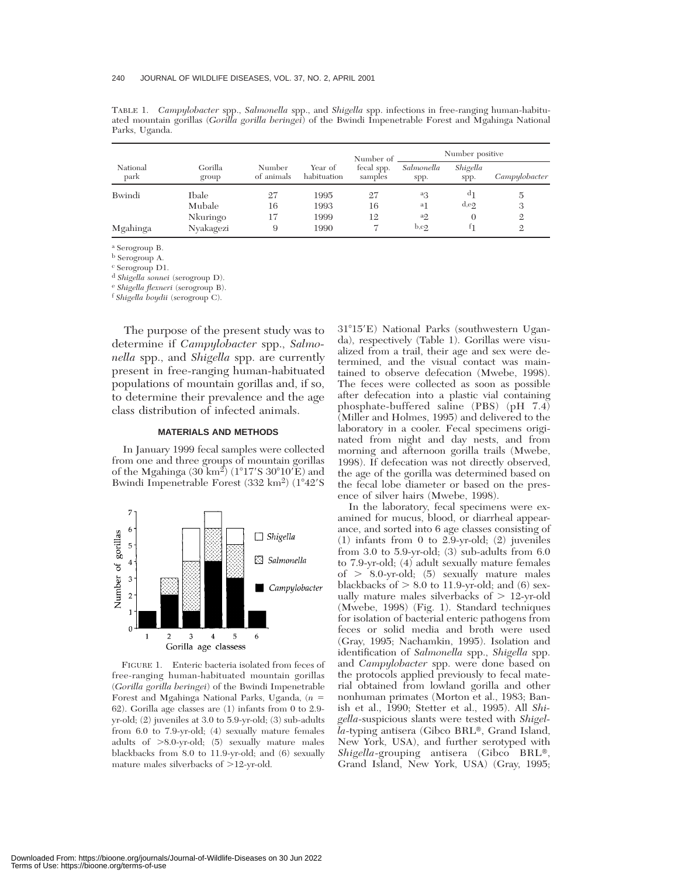TABLE 1. *Campylobacter* spp., *Salmonella* spp., and *Shigella* spp. infections in free-ranging human-habituated mountain gorillas (*Gorilla gorilla beringei*) of the Bwindi Impenetrable Forest and Mgahinga National Parks, Uganda.

| National park | Gorilla group | Number of animals | Year of habituation | Number of fecal spp. samples | Number positive | | |
|---|---|---|---|---|---|---|---|
| | | | | | *Salmonella* spp. | *Shigella* spp. | *Campylobacter* |
| Bwindi | Ibale | 27 | 1995 | 27 | [a]3 | [d]1 | 5 |
| | Mubale | 16 | 1993 | 16 | [a]1 | [d,e]2 | 3 |
| | Nkuringo | 17 | 1999 | 12 | [a]2 | 0 | 2 |
| Mgahinga | Nyakagezi | 9 | 1990 | 7 | [b,c]2 | [f]1 | 2 |

[a] Serogroup B.
[b] Serogroup A.
[c] Serogroup D1.
[d] *Shigella sonnei* (serogroup D).
[e] *Shigella flexneri* (serogroup B).
[f] *Shigella boydii* (serogroup C).

The purpose of the present study was to determine if *Campylobacter* spp., *Salmonella* spp., and *Shigella* spp. are currently present in free-ranging human-habituated populations of mountain gorillas and, if so, to determine their prevalence and the age class distribution of infected animals.

## MATERIALS AND METHODS

In January 1999 fecal samples were collected from one and three groups of mountain gorillas of the Mgahinga (30 km$^2$) (1°17′S 30°10′E) and Bwindi Impenetrable Forest (332 km$^2$) (1°42′S 31°15′E) National Parks (southwestern Uganda), respectively (Table 1). Gorillas were visualized from a trail, their age and sex were determined, and the visual contact was maintained to observe defecation (Mwebe, 1998). The feces were collected as soon as possible after defecation into a plastic vial containing phosphate-buffered saline (PBS) (pH 7.4) (Miller and Holmes, 1995) and delivered to the laboratory in a cooler. Fecal specimens originated from night and day nests, and from morning and afternoon gorilla trails (Mwebe, 1998). If defecation was not directly observed, the age of the gorilla was determined based on the fecal lobe diameter or based on the presence of silver hairs (Mwebe, 1998).

Number of gorillas
7
6
5
4
3
2
1
0
1 2 3 4 5 6
Gorilla age classess
Shigella
Salmonella
Campylobacter

FIGURE 1. Enteric bacteria isolated from feces of free-ranging human-habituated mountain gorillas (*Gorilla gorilla beringei*) of the Bwindi Impenetrable Forest and Mgahinga National Parks, Uganda, ($n$ = 62). Gorilla age classes are (1) infants from 0 to 2.9-yr-old; (2) juveniles at 3.0 to 5.9-yr-old; (3) sub-adults from 6.0 to 7.9-yr-old; (4) sexually mature females adults of >8.0-yr-old; (5) sexually mature males blackbacks from 8.0 to 11.9-yr-old; and (6) sexually mature males silverbacks of >12-yr-old.

In the laboratory, fecal specimens were examined for mucus, blood, or diarrheal appearance, and sorted into 6 age classes consisting of (1) infants from 0 to 2.9-yr-old; (2) juveniles from 3.0 to 5.9-yr-old; (3) sub-adults from 6.0 to 7.9-yr-old; (4) adult sexually mature females of > 8.0-yr-old; (5) sexually mature males blackbacks of > 8.0 to 11.9-yr-old; and (6) sexually mature males silverbacks of > 12-yr-old (Mwebe, 1998) (Fig. 1). Standard techniques for isolation of bacterial enteric pathogens from feces or solid media and broth were used (Gray, 1995; Nachamkin, 1995). Isolation and identification of *Salmonella* spp., *Shigella* spp. and *Campylobacter* spp. were done based on the protocols applied previously to fecal material obtained from lowland gorilla and other nonhuman primates (Morton et al., 1983; Banish et al., 1990; Stetter et al., 1995). All *Shigella*-suspicious slants were tested with *Shigella*-typing antisera (Gibco BRL®, Grand Island, New York, USA), and further serotyped with *Shigella*-grouping antisera (Gibco BRL®, Grand Island, New York, USA) (Gray, 1995;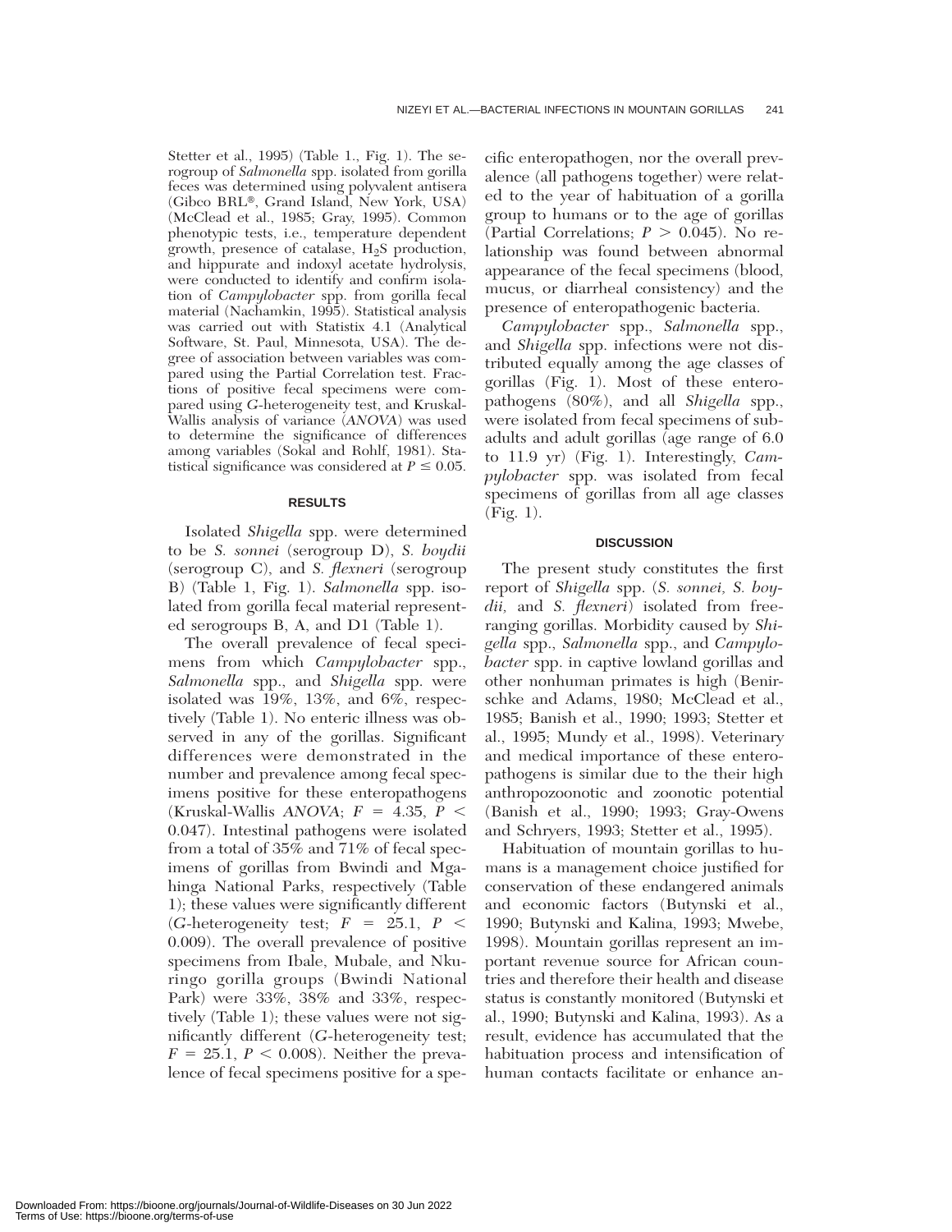Stetter et al., 1995) (Table 1., Fig. 1). The serogroup of *Salmonella* spp. isolated from gorilla feces was determined using polyvalent antisera (Gibco BRL®, Grand Island, New York, USA) (McClead et al., 1985; Gray, 1995). Common phenotypic tests, i.e., temperature dependent growth, presence of catalase, $H_2S$ production, and hippurate and indoxyl acetate hydrolysis, were conducted to identify and confirm isolation of *Campylobacter* spp. from gorilla fecal material (Nachamkin, 1995). Statistical analysis was carried out with Statistix 4.1 (Analytical Software, St. Paul, Minnesota, USA). The degree of association between variables was compared using the Partial Correlation test. Fractions of positive fecal specimens were compared using *G*-heterogeneity test, and Kruskal-Wallis analysis of variance (*ANOVA*) was used to determine the significance of differences among variables (Sokal and Rohlf, 1981). Statistical significance was considered at $P \leq 0.05$.

## RESULTS

Isolated *Shigella* spp. were determined to be *S. sonnei* (serogroup D), *S. boydii* (serogroup C), and *S. flexneri* (serogroup B) (Table 1, Fig. 1). *Salmonella* spp. isolated from gorilla fecal material represented serogroups B, A, and D1 (Table 1).

The overall prevalence of fecal specimens from which *Campylobacter* spp., *Salmonella* spp., and *Shigella* spp. were isolated was 19%, 13%, and 6%, respectively (Table 1). No enteric illness was observed in any of the gorillas. Significant differences were demonstrated in the number and prevalence among fecal specimens positive for these enteropathogens (Kruskal-Wallis *ANOVA*; $F = 4.35$, $P < 0.047$). Intestinal pathogens were isolated from a total of 35% and 71% of fecal specimens of gorillas from Bwindi and Mgahinga National Parks, respectively (Table 1); these values were significantly different (*G*-heterogeneity test; $F = 25.1$, $P < 0.009$). The overall prevalence of positive specimens from Ibale, Mubale, and Nkuringo gorilla groups (Bwindi National Park) were 33%, 38% and 33%, respectively (Table 1); these values were not significantly different (*G*-heterogeneity test; $F = 25.1$, $P < 0.008$). Neither the prevalence of fecal specimens positive for a specific enteropathogen, nor the overall prevalence (all pathogens together) were related to the year of habituation of a gorilla group to humans or to the age of gorillas (Partial Correlations; $P > 0.045$). No relationship was found between abnormal appearance of the fecal specimens (blood, mucus, or diarrheal consistency) and the presence of enteropathogenic bacteria.

*Campylobacter* spp., *Salmonella* spp., and *Shigella* spp. infections were not distributed equally among the age classes of gorillas (Fig. 1). Most of these enteropathogens (80%), and all *Shigella* spp., were isolated from fecal specimens of subadults and adult gorillas (age range of 6.0 to 11.9 yr) (Fig. 1). Interestingly, *Campylobacter* spp. was isolated from fecal specimens of gorillas from all age classes (Fig. 1).

## DISCUSSION

The present study constitutes the first report of *Shigella* spp. (*S. sonnei, S. boydii,* and *S. flexneri*) isolated from free-ranging gorillas. Morbidity caused by *Shigella* spp., *Salmonella* spp., and *Campylobacter* spp. in captive lowland gorillas and other nonhuman primates is high (Benirschke and Adams, 1980; McClead et al., 1985; Banish et al., 1990; 1993; Stetter et al., 1995; Mundy et al., 1998). Veterinary and medical importance of these enteropathogens is similar due to the their high anthropozoonotic and zoonotic potential (Banish et al., 1990; 1993; Gray-Owens and Schryers, 1993; Stetter et al., 1995).

Habituation of mountain gorillas to humans is a management choice justified for conservation of these endangered animals and economic factors (Butynski et al., 1990; Butynski and Kalina, 1993; Mwebe, 1998). Mountain gorillas represent an important revenue source for African countries and therefore their health and disease status is constantly monitored (Butynski et al., 1990; Butynski and Kalina, 1993). As a result, evidence has accumulated that the habituation process and intensification of human contacts facilitate or enhance an-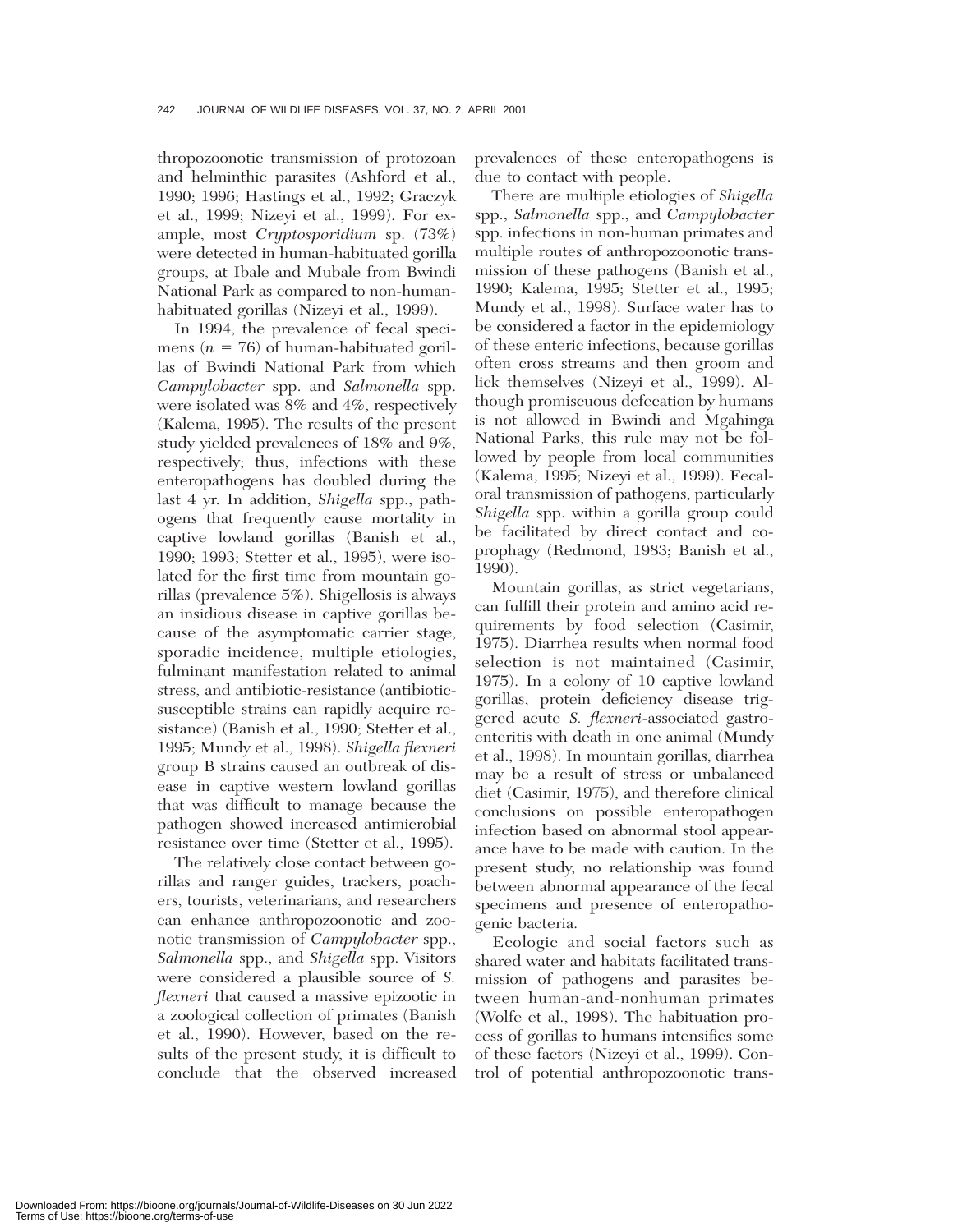thropozoonotic transmission of protozoan and helminthic parasites (Ashford et al., 1990; 1996; Hastings et al., 1992; Graczyk et al., 1999; Nizeyi et al., 1999). For example, most *Cryptosporidium* sp. (73%) were detected in human-habituated gorilla groups, at Ibale and Mubale from Bwindi National Park as compared to non-human-habituated gorillas (Nizeyi et al., 1999).

In 1994, the prevalence of fecal specimens ($n = 76$) of human-habituated gorillas of Bwindi National Park from which *Campylobacter* spp. and *Salmonella* spp. were isolated was 8% and 4%, respectively (Kalema, 1995). The results of the present study yielded prevalences of 18% and 9%, respectively; thus, infections with these enteropathogens has doubled during the last 4 yr. In addition, *Shigella* spp., pathogens that frequently cause mortality in captive lowland gorillas (Banish et al., 1990; 1993; Stetter et al., 1995), were isolated for the first time from mountain gorillas (prevalence 5%). Shigellosis is always an insidious disease in captive gorillas because of the asymptomatic carrier stage, sporadic incidence, multiple etiologies, fulminant manifestation related to animal stress, and antibiotic-resistance (antibiotic-susceptible strains can rapidly acquire resistance) (Banish et al., 1990; Stetter et al., 1995; Mundy et al., 1998). *Shigella flexneri* group B strains caused an outbreak of disease in captive western lowland gorillas that was difficult to manage because the pathogen showed increased antimicrobial resistance over time (Stetter et al., 1995).

The relatively close contact between gorillas and ranger guides, trackers, poachers, tourists, veterinarians, and researchers can enhance anthropozoonotic and zoonotic transmission of *Campylobacter* spp., *Salmonella* spp., and *Shigella* spp. Visitors were considered a plausible source of *S. flexneri* that caused a massive epizootic in a zoological collection of primates (Banish et al., 1990). However, based on the results of the present study, it is difficult to conclude that the observed increased prevalences of these enteropathogens is due to contact with people.

There are multiple etiologies of *Shigella* spp., *Salmonella* spp., and *Campylobacter* spp. infections in non-human primates and multiple routes of anthropozoonotic transmission of these pathogens (Banish et al., 1990; Kalema, 1995; Stetter et al., 1995; Mundy et al., 1998). Surface water has to be considered a factor in the epidemiology of these enteric infections, because gorillas often cross streams and then groom and lick themselves (Nizeyi et al., 1999). Although promiscuous defecation by humans is not allowed in Bwindi and Mgahinga National Parks, this rule may not be followed by people from local communities (Kalema, 1995; Nizeyi et al., 1999). Fecal-oral transmission of pathogens, particularly *Shigella* spp. within a gorilla group could be facilitated by direct contact and coprophagy (Redmond, 1983; Banish et al., 1990).

Mountain gorillas, as strict vegetarians, can fulfill their protein and amino acid requirements by food selection (Casimir, 1975). Diarrhea results when normal food selection is not maintained (Casimir, 1975). In a colony of 10 captive lowland gorillas, protein deficiency disease triggered acute *S. flexneri*-associated gastroenteritis with death in one animal (Mundy et al., 1998). In mountain gorillas, diarrhea may be a result of stress or unbalanced diet (Casimir, 1975), and therefore clinical conclusions on possible enteropathogen infection based on abnormal stool appearance have to be made with caution. In the present study, no relationship was found between abnormal appearance of the fecal specimens and presence of enteropathogenic bacteria.

Ecologic and social factors such as shared water and habitats facilitated transmission of pathogens and parasites between human-and-nonhuman primates (Wolfe et al., 1998). The habituation process of gorillas to humans intensifies some of these factors (Nizeyi et al., 1999). Control of potential anthropozoonotic trans-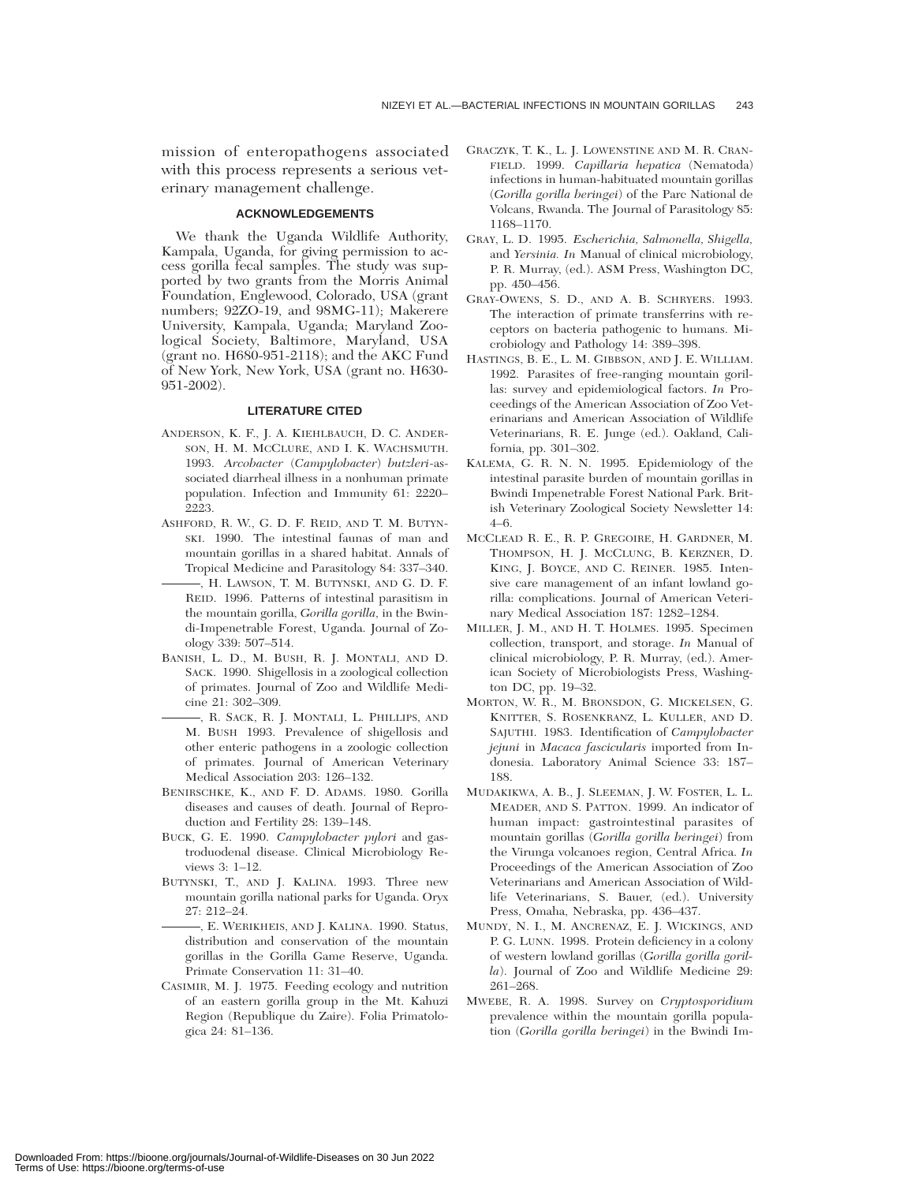mission of enteropathogens associated with this process represents a serious veterinary management challenge.

## ACKNOWLEDGEMENTS

We thank the Uganda Wildlife Authority, Kampala, Uganda, for giving permission to access gorilla fecal samples. The study was supported by two grants from the Morris Animal Foundation, Englewood, Colorado, USA (grant numbers; 92ZO-19, and 98MG-11); Makerere University, Kampala, Uganda; Maryland Zoological Society, Baltimore, Maryland, USA (grant no. H680-951-2118); and the AKC Fund of New York, New York, USA (grant no. H630-951-2002).

## LITERATURE CITED

ANDERSON, K. F., J. A. KIEHLBAUCH, D. C. ANDERSON, H. M. MCCLURE, AND I. K. WACHSMUTH. 1993. *Arcobacter* (*Campylobacter*) *butzleri*-associated diarrheal illness in a nonhuman primate population. Infection and Immunity 61: 2220–2223.

ASHFORD, R. W., G. D. F. REID, AND T. M. BUTYNSKI. 1990. The intestinal faunas of man and mountain gorillas in a shared habitat. Annals of Tropical Medicine and Parasitology 84: 337–340.

———, H. LAWSON, T. M. BUTYNSKI, AND G. D. F. REID. 1996. Patterns of intestinal parasitism in the mountain gorilla, *Gorilla gorilla*, in the Bwindi-Impenetrable Forest, Uganda. Journal of Zoology 339: 507–514.

BANISH, L. D., M. BUSH, R. J. MONTALI, AND D. SACK. 1990. Shigellosis in a zoological collection of primates. Journal of Zoo and Wildlife Medicine 21: 302–309.

———, R. SACK, R. J. MONTALI, L. PHILLIPS, AND M. BUSH 1993. Prevalence of shigellosis and other enteric pathogens in a zoologic collection of primates. Journal of American Veterinary Medical Association 203: 126–132.

BENIRSCHKE, K., AND F. D. ADAMS. 1980. Gorilla diseases and causes of death. Journal of Reproduction and Fertility 28: 139–148.

BUCK, G. E. 1990. *Campylobacter pylori* and gastroduodenal disease. Clinical Microbiology Reviews 3: 1–12.

BUTYNSKI, T., AND J. KALINA. 1993. Three new mountain gorilla national parks for Uganda. Oryx 27: 212–24.

———, E. WERIKHEIS, AND J. KALINA. 1990. Status, distribution and conservation of the mountain gorillas in the Gorilla Game Reserve, Uganda. Primate Conservation 11: 31–40.

CASIMIR, M. J. 1975. Feeding ecology and nutrition of an eastern gorilla group in the Mt. Kahuzi Region (Republique du Zaire). Folia Primatologica 24: 81–136.

GRACZYK, T. K., L. J. LOWENSTINE AND M. R. CRANFIELD. 1999. *Capillaria hepatica* (Nematoda) infections in human-habituated mountain gorillas (*Gorilla gorilla beringei*) of the Parc National de Volcans, Rwanda. The Journal of Parasitology 85: 1168–1170.

GRAY, L. D. 1995. *Escherichia, Salmonella, Shigella,* and *Yersinia. In* Manual of clinical microbiology, P. R. Murray, (ed.). ASM Press, Washington DC, pp. 450–456.

GRAY-OWENS, S. D., AND A. B. SCHRYERS. 1993. The interaction of primate transferrins with receptors on bacteria pathogenic to humans. Microbiology and Pathology 14: 389–398.

HASTINGS, B. E., L. M. GIBBSON, AND J. E. WILLIAM. 1992. Parasites of free-ranging mountain gorillas: survey and epidemiological factors. *In* Proceedings of the American Association of Zoo Veterinarians and American Association of Wildlife Veterinarians, R. E. Junge (ed.). Oakland, California, pp. 301–302.

KALEMA, G. R. N. N. 1995. Epidemiology of the intestinal parasite burden of mountain gorillas in Bwindi Impenetrable Forest National Park. British Veterinary Zoological Society Newsletter 14: 4–6.

MCCLEAD R. E., R. P. GREGOIRE, H. GARDNER, M. THOMPSON, H. J. MCCLUNG, B. KERZNER, D. KING, J. BOYCE, AND C. REINER. 1985. Intensive care management of an infant lowland gorilla: complications. Journal of American Veterinary Medical Association 187: 1282–1284.

MILLER, J. M., AND H. T. HOLMES. 1995. Specimen collection, transport, and storage. *In* Manual of clinical microbiology, P. R. Murray, (ed.). American Society of Microbiologists Press, Washington DC, pp. 19–32.

MORTON, W. R., M. BRONSDON, G. MICKELSEN, G. KNITTER, S. ROSENKRANZ, L. KULLER, AND D. SAJUTHI. 1983. Identification of *Campylobacter jejuni* in *Macaca fascicularis* imported from Indonesia. Laboratory Animal Science 33: 187–188.

MUDAKIKWA, A. B., J. SLEEMAN, J. W. FOSTER, L. L. MEADER, AND S. PATTON. 1999. An indicator of human impact: gastrointestinal parasites of mountain gorillas (*Gorilla gorilla beringei*) from the Virunga volcanoes region, Central Africa. *In* Proceedings of the American Association of Zoo Veterinarians and American Association of Wildlife Veterinarians, S. Bauer, (ed.). University Press, Omaha, Nebraska, pp. 436–437.

MUNDY, N. I., M. ANCRENAZ, E. J. WICKINGS, AND P. G. LUNN. 1998. Protein deficiency in a colony of western lowland gorillas (*Gorilla gorilla gorilla*). Journal of Zoo and Wildlife Medicine 29: 261–268.

MWEBE, R. A. 1998. Survey on *Cryptosporidium* prevalence within the mountain gorilla population (*Gorilla gorilla beringei*) in the Bwindi Im-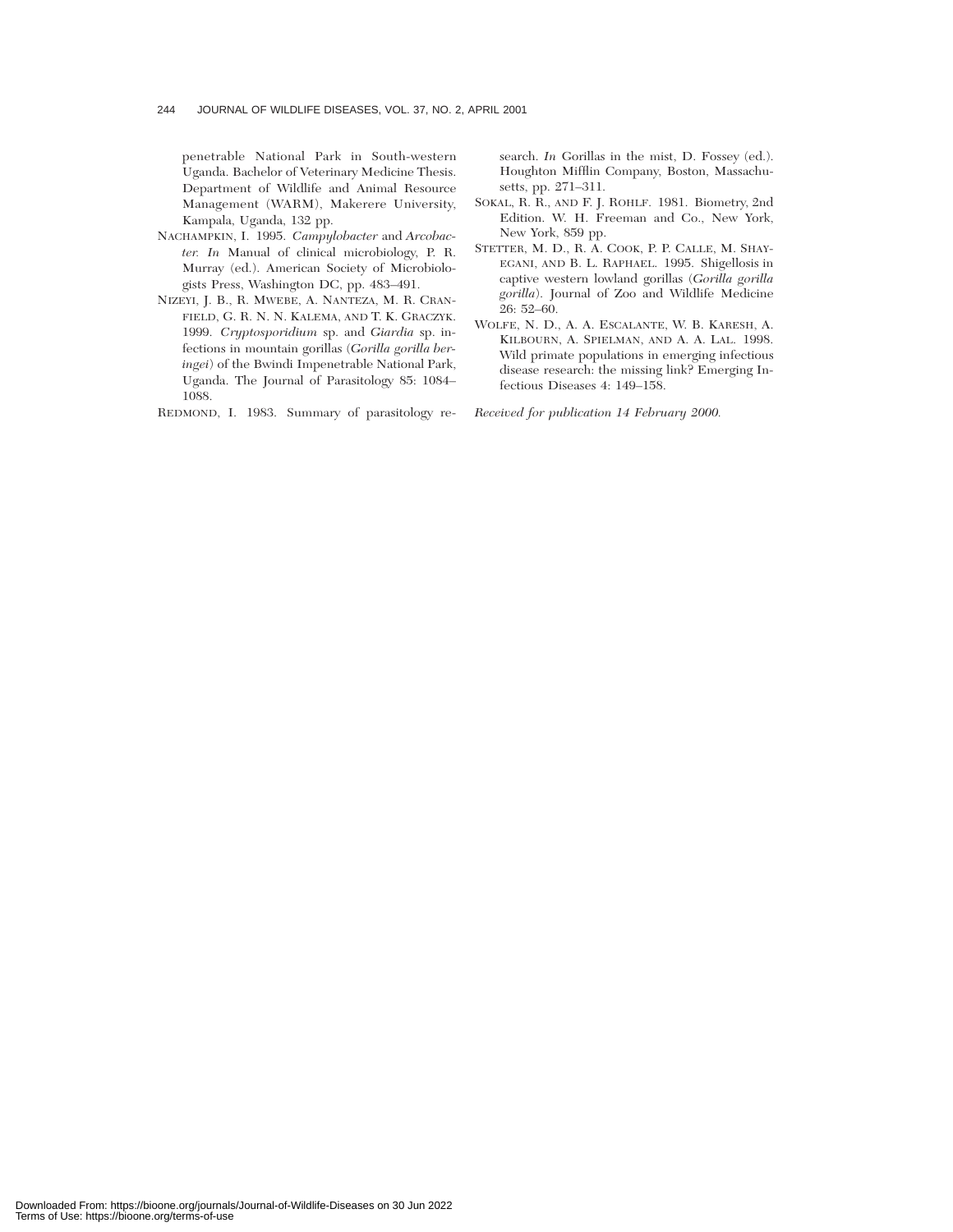penetrable National Park in South-western Uganda. Bachelor of Veterinary Medicine Thesis. Department of Wildlife and Animal Resource Management (WARM), Makerere University, Kampala, Uganda, 132 pp.

NACHAMPKIN, I. 1995. *Campylobacter* and *Arcobacter. In* Manual of clinical microbiology, P. R. Murray (ed.). American Society of Microbiologists Press, Washington DC, pp. 483–491.

NIZEYI, J. B., R. MWEBE, A. NANTEZA, M. R. CRANFIELD, G. R. N. N. KALEMA, AND T. K. GRACZYK. 1999. *Cryptosporidium* sp. and *Giardia* sp. infections in mountain gorillas (*Gorilla gorilla beringei*) of the Bwindi Impenetrable National Park, Uganda. The Journal of Parasitology 85: 1084–1088.

REDMOND, I. 1983. Summary of parasitology research. *In* Gorillas in the mist, D. Fossey (ed.). Houghton Mifflin Company, Boston, Massachusetts, pp. 271–311.

SOKAL, R. R., AND F. J. ROHLF. 1981. Biometry, 2nd Edition. W. H. Freeman and Co., New York, New York, 859 pp.

STETTER, M. D., R. A. COOK, P. P. CALLE, M. SHAYEGANI, AND B. L. RAPHAEL. 1995. Shigellosis in captive western lowland gorillas (*Gorilla gorilla gorilla*). Journal of Zoo and Wildlife Medicine 26: 52–60.

WOLFE, N. D., A. A. ESCALANTE, W. B. KARESH, A. KILBOURN, A. SPIELMAN, AND A. A. LAL. 1998. Wild primate populations in emerging infectious disease research: the missing link? Emerging Infectious Diseases 4: 149–158.

*Received for publication 14 February 2000.*